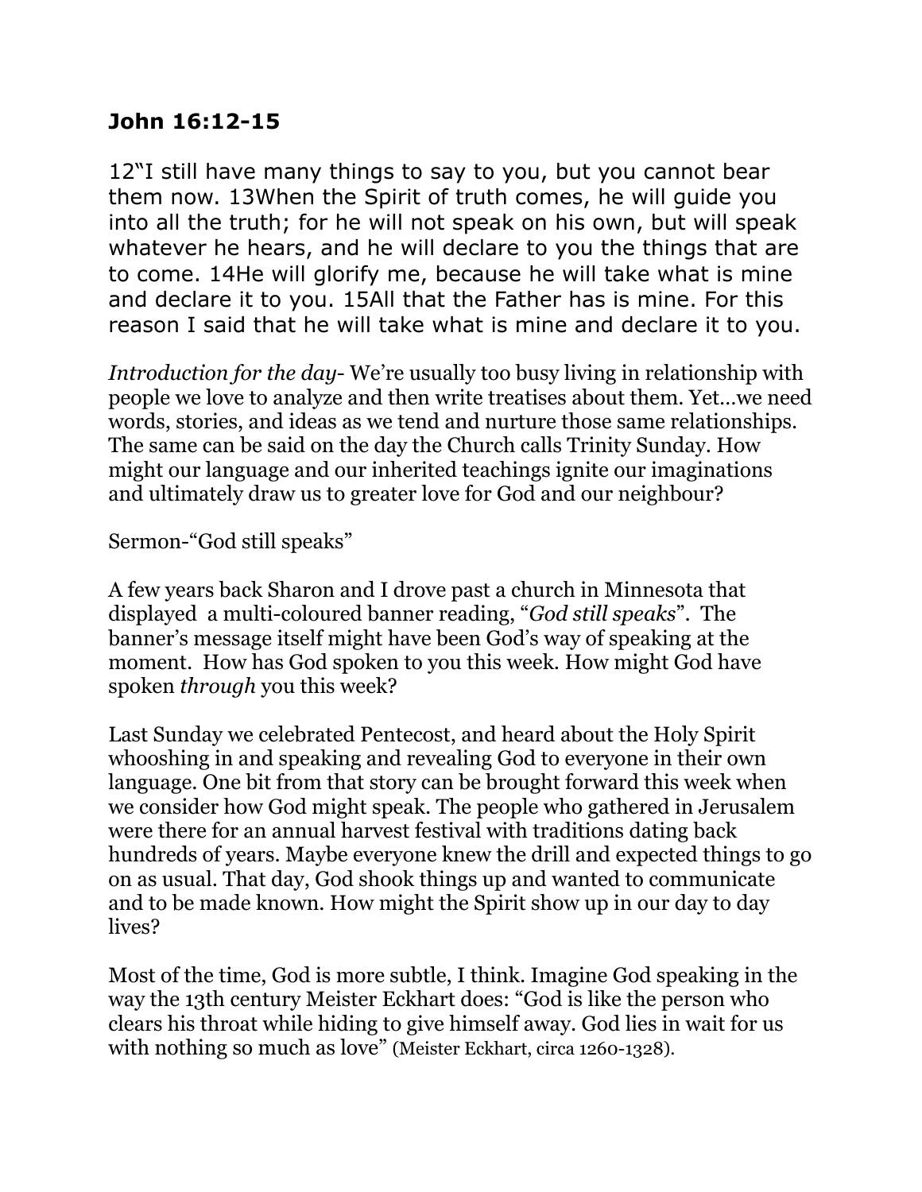## John 16:12-15

12"I still have many things to say to you, but you cannot bear them now. 13When the Spirit of truth comes, he will guide you into all the truth; for he will not speak on his own, but will speak whatever he hears, and he will declare to you the things that are to come. 14He will glorify me, because he will take what is mine and declare it to you. 15All that the Father has is mine. For this reason I said that he will take what is mine and declare it to you.

*Introduction for the day*- We're usually too busy living in relationship with people we love to analyze and then write treatises about them. Yet…we need words, stories, and ideas as we tend and nurture those same relationships. The same can be said on the day the Church calls Trinity Sunday. How might our language and our inherited teachings ignite our imaginations and ultimately draw us to greater love for God and our neighbour?

Sermon-"God still speaks"

A few years back Sharon and I drove past a church in Minnesota that displayed a multi-coloured banner reading, "*God still speaks*". The banner's message itself might have been God's way of speaking at the moment. How has God spoken to you this week. How might God have spoken *through* you this week?

Last Sunday we celebrated Pentecost, and heard about the Holy Spirit whooshing in and speaking and revealing God to everyone in their own language. One bit from that story can be brought forward this week when we consider how God might speak. The people who gathered in Jerusalem were there for an annual harvest festival with traditions dating back hundreds of years. Maybe everyone knew the drill and expected things to go on as usual. That day, God shook things up and wanted to communicate and to be made known. How might the Spirit show up in our day to day lives?

Most of the time, God is more subtle, I think. Imagine God speaking in the way the 13th century Meister Eckhart does: "God is like the person who clears his throat while hiding to give himself away. God lies in wait for us with nothing so much as love" (Meister Eckhart, circa 1260-1328).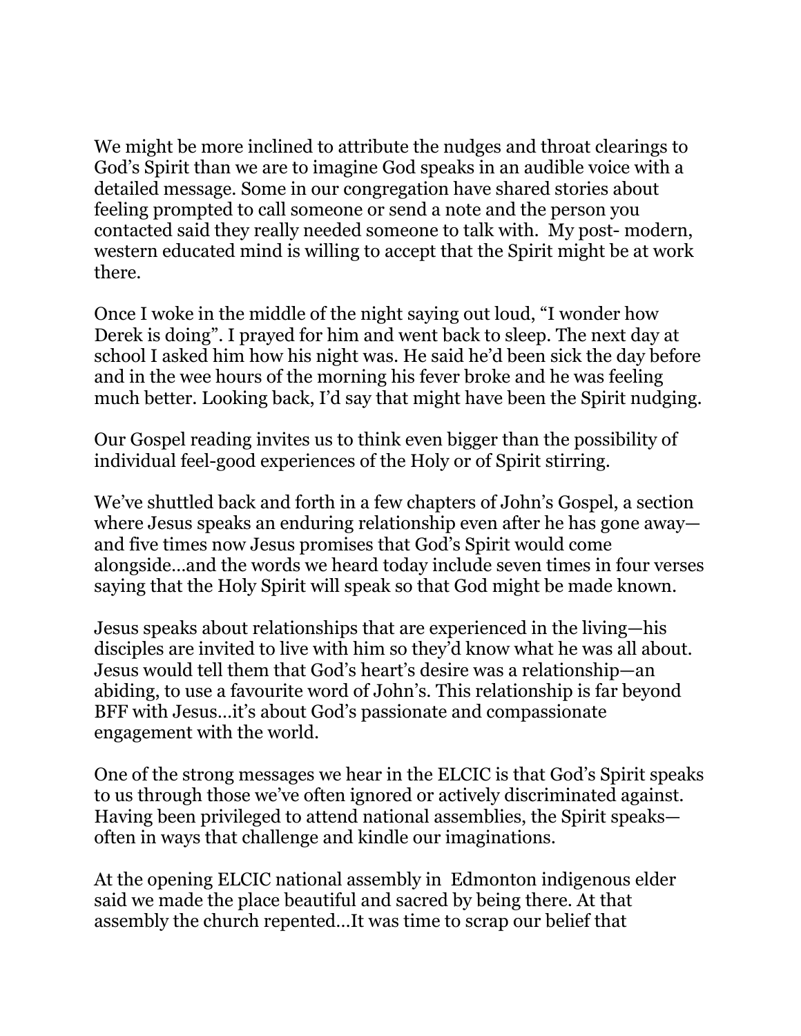We might be more inclined to attribute the nudges and throat clearings to God's Spirit than we are to imagine God speaks in an audible voice with a detailed message. Some in our congregation have shared stories about feeling prompted to call someone or send a note and the person you contacted said they really needed someone to talk with. My post- modern, western educated mind is willing to accept that the Spirit might be at work there.

Once I woke in the middle of the night saying out loud, "I wonder how Derek is doing". I prayed for him and went back to sleep. The next day at school I asked him how his night was. He said he'd been sick the day before and in the wee hours of the morning his fever broke and he was feeling much better. Looking back, I'd say that might have been the Spirit nudging.

Our Gospel reading invites us to think even bigger than the possibility of individual feel-good experiences of the Holy or of Spirit stirring.

We've shuttled back and forth in a few chapters of John's Gospel, a section where Jesus speaks an enduring relationship even after he has gone away—and five times now Jesus promises that God's Spirit would come alongside…and the words we heard today include seven times in four verses saying that the Holy Spirit will speak so that God might be made known.

Jesus speaks about relationships that are experienced in the living—his disciples are invited to live with him so they'd know what he was all about. Jesus would tell them that God's heart's desire was a relationship—an abiding, to use a favourite word of John's. This relationship is far beyond BFF with Jesus…it's about God's passionate and compassionate engagement with the world.

One of the strong messages we hear in the ELCIC is that God's Spirit speaks to us through those we've often ignored or actively discriminated against. Having been privileged to attend national assemblies, the Spirit speaks—often in ways that challenge and kindle our imaginations.

At the opening ELCIC national assembly in Edmonton indigenous elder said we made the place beautiful and sacred by being there. At that assembly the church repented…It was time to scrap our belief that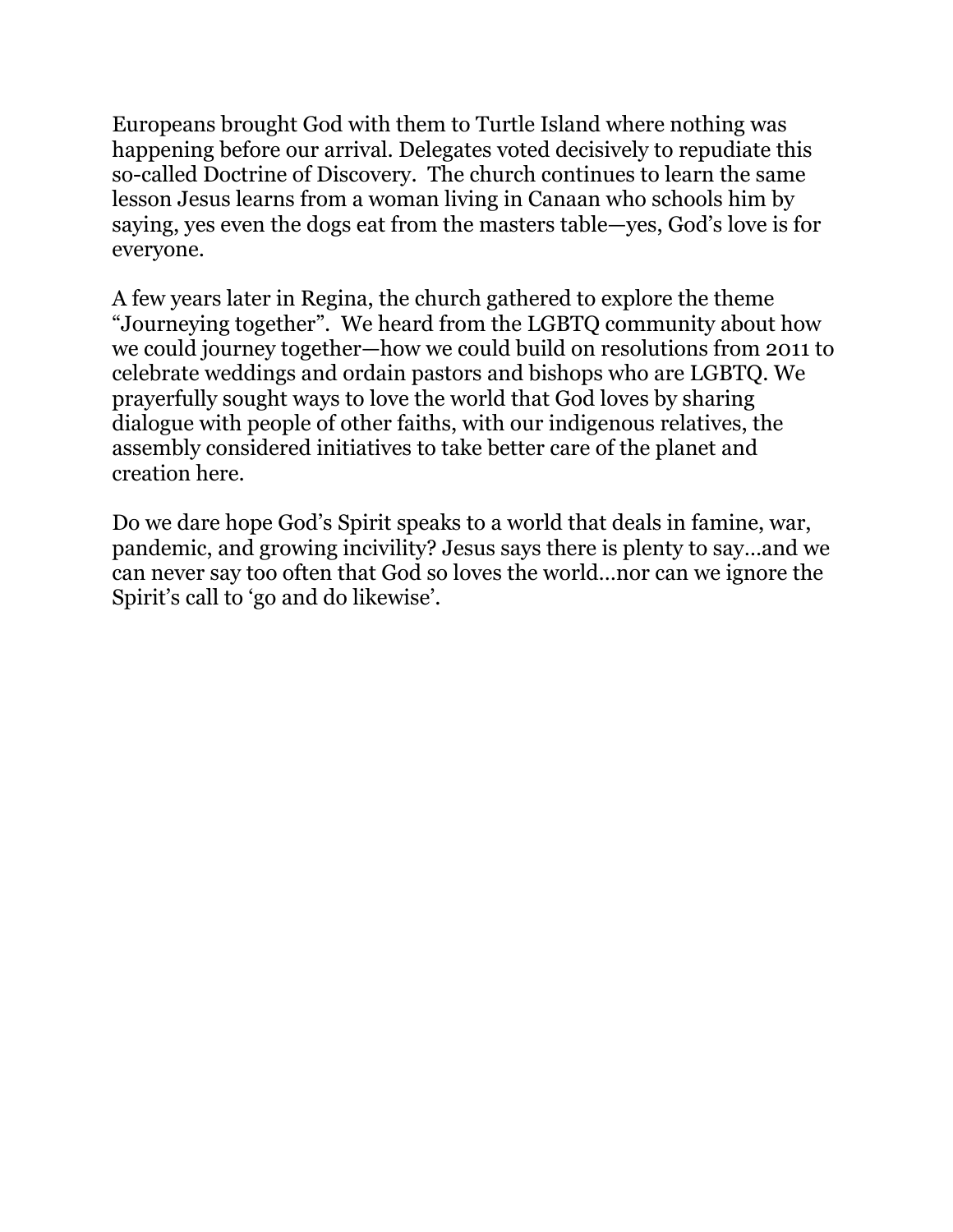Europeans brought God with them to Turtle Island where nothing was happening before our arrival. Delegates voted decisively to repudiate this so-called Doctrine of Discovery. The church continues to learn the same lesson Jesus learns from a woman living in Canaan who schools him by saying, yes even the dogs eat from the masters table—yes, God's love is for everyone.

A few years later in Regina, the church gathered to explore the theme "Journeying together". We heard from the LGBTQ community about how we could journey together—how we could build on resolutions from 2011 to celebrate weddings and ordain pastors and bishops who are LGBTQ. We prayerfully sought ways to love the world that God loves by sharing dialogue with people of other faiths, with our indigenous relatives, the assembly considered initiatives to take better care of the planet and creation here.

Do we dare hope God's Spirit speaks to a world that deals in famine, war, pandemic, and growing incivility? Jesus says there is plenty to say…and we can never say too often that God so loves the world…nor can we ignore the Spirit's call to 'go and do likewise'.